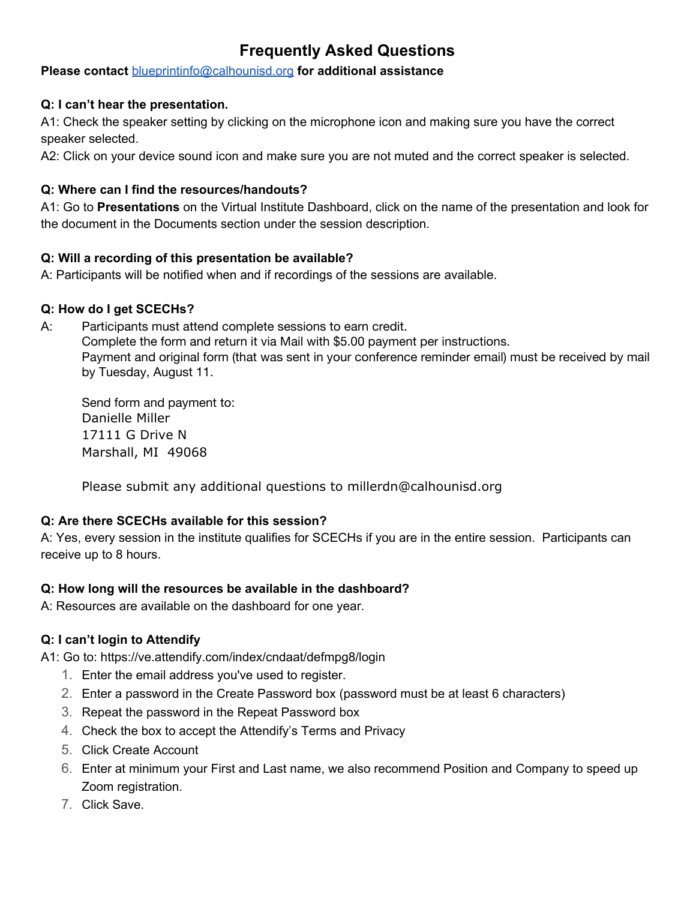# Frequently Asked Questions

**Please contact blueprintinfo@calhounisd.org for additional assistance**

**Q: I can't hear the presentation.**

A1: Check the speaker setting by clicking on the microphone icon and making sure you have the correct speaker selected.

A2: Click on your device sound icon and make sure you are not muted and the correct speaker is selected.

**Q: Where can I find the resources/handouts?**

A1: Go to **Presentations** on the Virtual Institute Dashboard, click on the name of the presentation and look for the document in the Documents section under the session description.

**Q: Will a recording of this presentation be available?**

A: Participants will be notified when and if recordings of the sessions are available.

**Q: How do I get SCECHs?**

A: Participants must attend complete sessions to earn credit.
Complete the form and return it via Mail with $5.00 payment per instructions.
Payment and original form (that was sent in your conference reminder email) must be received by mail by Tuesday, August 11.

Send form and payment to:
Danielle Miller
17111 G Drive N
Marshall, MI 49068

Please submit any additional questions to millerdn@calhounisd.org

**Q: Are there SCECHs available for this session?**

A: Yes, every session in the institute qualifies for SCECHs if you are in the entire session. Participants can receive up to 8 hours.

**Q: How long will the resources be available in the dashboard?**

A: Resources are available on the dashboard for one year.

**Q: I can't login to Attendify**

A1: Go to: https://ve.attendify.com/index/cndaat/defmpg8/login

1. Enter the email address you've used to register.
2. Enter a password in the Create Password box (password must be at least 6 characters)
3. Repeat the password in the Repeat Password box
4. Check the box to accept the Attendify's Terms and Privacy
5. Click Create Account
6. Enter at minimum your First and Last name, we also recommend Position and Company to speed up Zoom registration.
7. Click Save.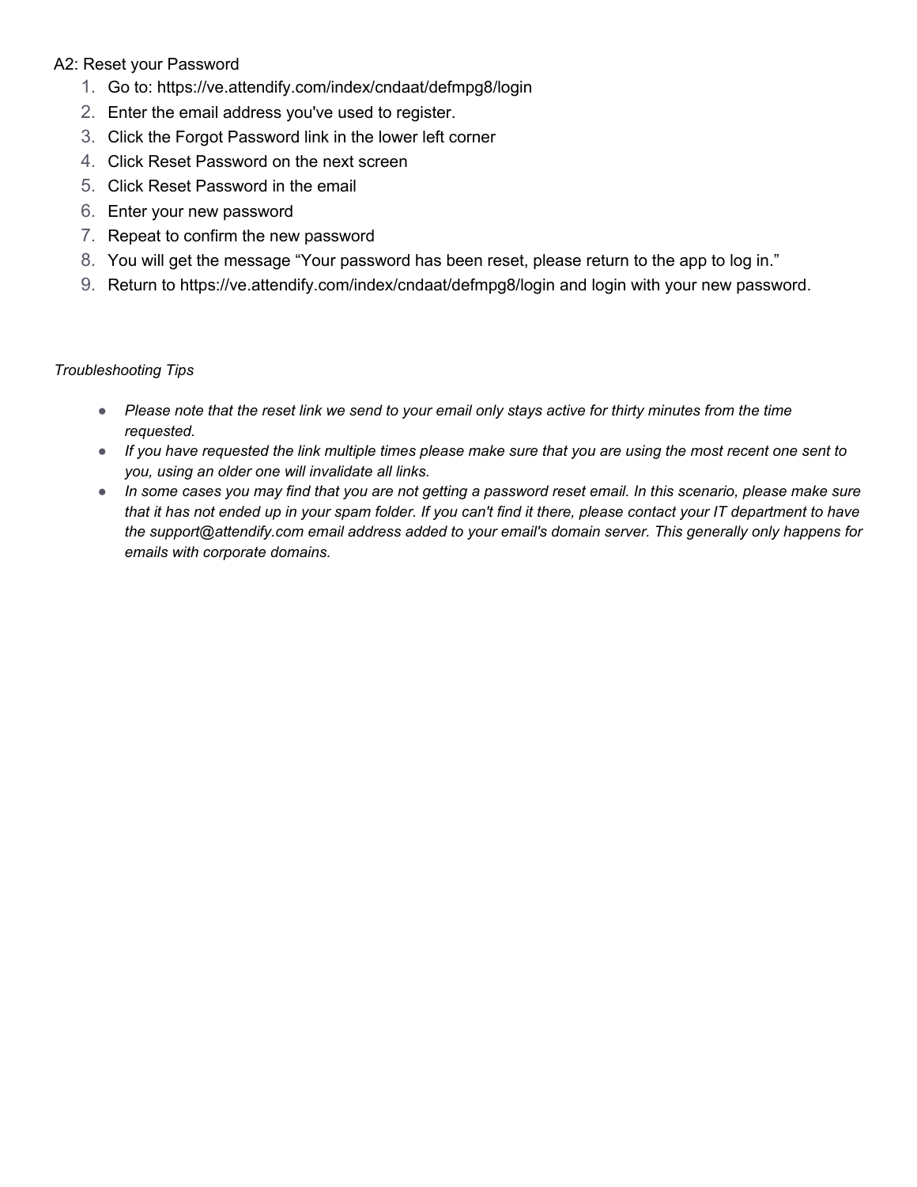A2: Reset your Password

1. Go to: https://ve.attendify.com/index/cndaat/defmpg8/login
2. Enter the email address you've used to register.
3. Click the Forgot Password link in the lower left corner
4. Click Reset Password on the next screen
5. Click Reset Password in the email
6. Enter your new password
7. Repeat to confirm the new password
8. You will get the message "Your password has been reset, please return to the app to log in."
9. Return to https://ve.attendify.com/index/cndaat/defmpg8/login and login with your new password.

*Troubleshooting Tips*

- *Please note that the reset link we send to your email only stays active for thirty minutes from the time requested.*
- *If you have requested the link multiple times please make sure that you are using the most recent one sent to you, using an older one will invalidate all links.*
- *In some cases you may find that you are not getting a password reset email. In this scenario, please make sure that it has not ended up in your spam folder. If you can't find it there, please contact your IT department to have the support@attendify.com email address added to your email's domain server. This generally only happens for emails with corporate domains.*